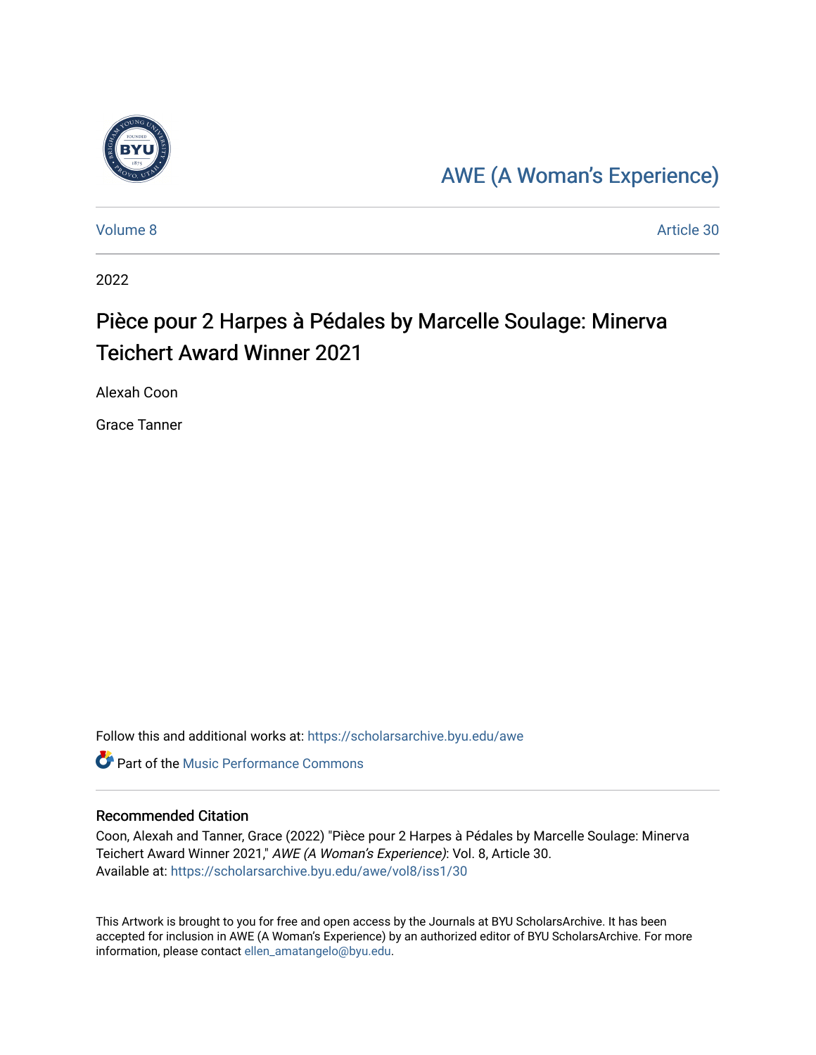AWE (A Woman's Experience)

Volume 8 | Article 30

2022

# Pièce pour 2 Harpes à Pédales by Marcelle Soulage: Minerva Teichert Award Winner 2021

Alexah Coon

Grace Tanner

Follow this and additional works at: https://scholarsarchive.byu.edu/awe

Part of the Music Performance Commons

## Recommended Citation

Coon, Alexah and Tanner, Grace (2022) "Pièce pour 2 Harpes à Pédales by Marcelle Soulage: Minerva Teichert Award Winner 2021," *AWE (A Woman's Experience)*: Vol. 8, Article 30.
Available at: https://scholarsarchive.byu.edu/awe/vol8/iss1/30

This Artwork is brought to you for free and open access by the Journals at BYU ScholarsArchive. It has been accepted for inclusion in AWE (A Woman's Experience) by an authorized editor of BYU ScholarsArchive. For more information, please contact ellen_amatangelo@byu.edu.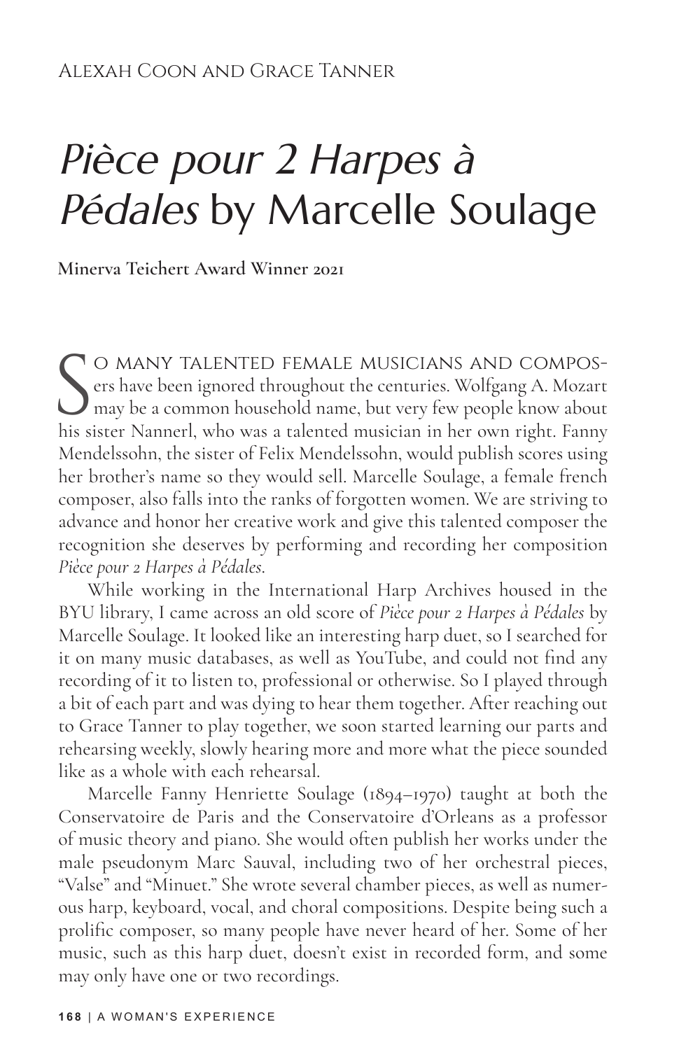Alexah Coon and Grace Tanner

# *Pièce pour 2 Harpes à Pédales* by Marcelle Soulage

**Minerva Teichert Award Winner 2021**

So many talented female musicians and composers have been ignored throughout the centuries. Wolfgang A. Mozart may be a common household name, but very few people know about his sister Nannerl, who was a talented musician in her own right. Fanny Mendelssohn, the sister of Felix Mendelssohn, would publish scores using her brother's name so they would sell. Marcelle Soulage, a female french composer, also falls into the ranks of forgotten women. We are striving to advance and honor her creative work and give this talented composer the recognition she deserves by performing and recording her composition *Pièce pour 2 Harpes à Pédales*.

While working in the International Harp Archives housed in the BYU library, I came across an old score of *Pièce pour 2 Harpes à Pédales* by Marcelle Soulage. It looked like an interesting harp duet, so I searched for it on many music databases, as well as YouTube, and could not find any recording of it to listen to, professional or otherwise. So I played through a bit of each part and was dying to hear them together. After reaching out to Grace Tanner to play together, we soon started learning our parts and rehearsing weekly, slowly hearing more and more what the piece sounded like as a whole with each rehearsal.

Marcelle Fanny Henriette Soulage (1894–1970) taught at both the Conservatoire de Paris and the Conservatoire d'Orleans as a professor of music theory and piano. She would often publish her works under the male pseudonym Marc Sauval, including two of her orchestral pieces, "Valse" and "Minuet." She wrote several chamber pieces, as well as numerous harp, keyboard, vocal, and choral compositions. Despite being such a prolific composer, so many people have never heard of her. Some of her music, such as this harp duet, doesn't exist in recorded form, and some may only have one or two recordings.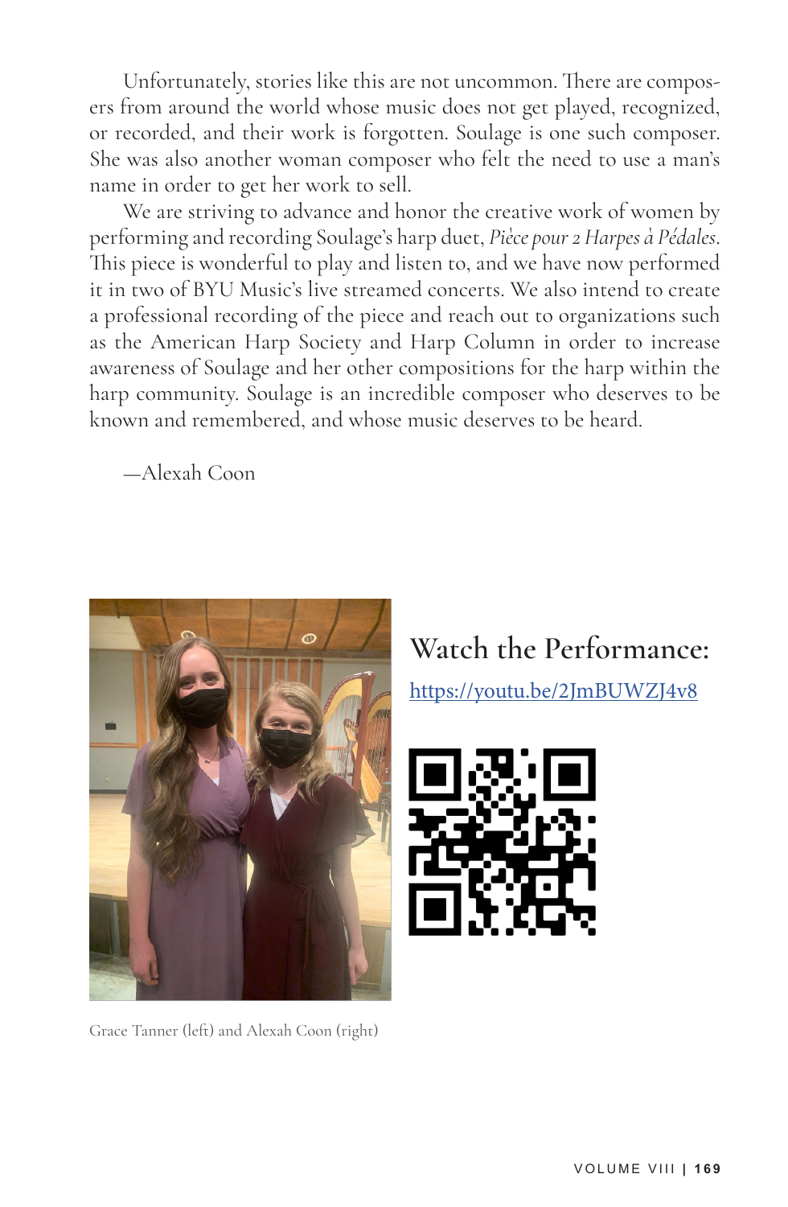Unfortunately, stories like this are not uncommon. There are composers from around the world whose music does not get played, recognized, or recorded, and their work is forgotten. Soulage is one such composer. She was also another woman composer who felt the need to use a man's name in order to get her work to sell.

We are striving to advance and honor the creative work of women by performing and recording Soulage's harp duet, *Pièce pour 2 Harpes à Pédales*. This piece is wonderful to play and listen to, and we have now performed it in two of BYU Music's live streamed concerts. We also intend to create a professional recording of the piece and reach out to organizations such as the American Harp Society and Harp Column in order to increase awareness of Soulage and her other compositions for the harp within the harp community. Soulage is an incredible composer who deserves to be known and remembered, and whose music deserves to be heard.

—Alexah Coon

Grace Tanner (left) and Alexah Coon (right)

## Watch the Performance:

https://youtu.be/2JmBUWZJ4v8